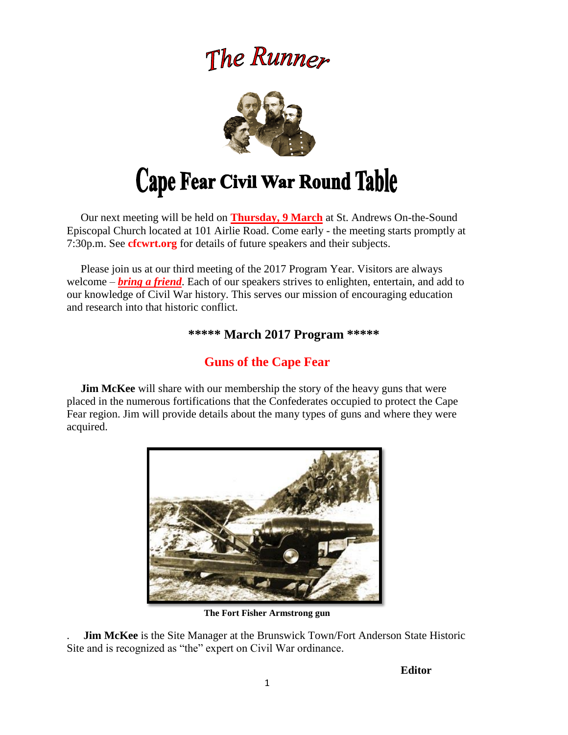# The Runner

# Cape Fear Civil War Round Table

Our next meeting will be held on **Thursday, 9 March** at St. Andrews On-the-Sound Episcopal Church located at 101 Airlie Road. Come early - the meeting starts promptly at 7:30p.m. See **cfcwrt.org** for details of future speakers and their subjects.

Please join us at our third meeting of the 2017 Program Year. Visitors are always welcome – ***bring a friend***. Each of our speakers strives to enlighten, entertain, and add to our knowledge of Civil War history. This serves our mission of encouraging education and research into that historic conflict.

## ***** March 2017 Program *****

## Guns of the Cape Fear

**Jim McKee** will share with our membership the story of the heavy guns that were placed in the numerous fortifications that the Confederates occupied to protect the Cape Fear region. Jim will provide details about the many types of guns and where they were acquired.

**The Fort Fisher Armstrong gun**

. **Jim McKee** is the Site Manager at the Brunswick Town/Fort Anderson State Historic Site and is recognized as "the" expert on Civil War ordinance.

**Editor**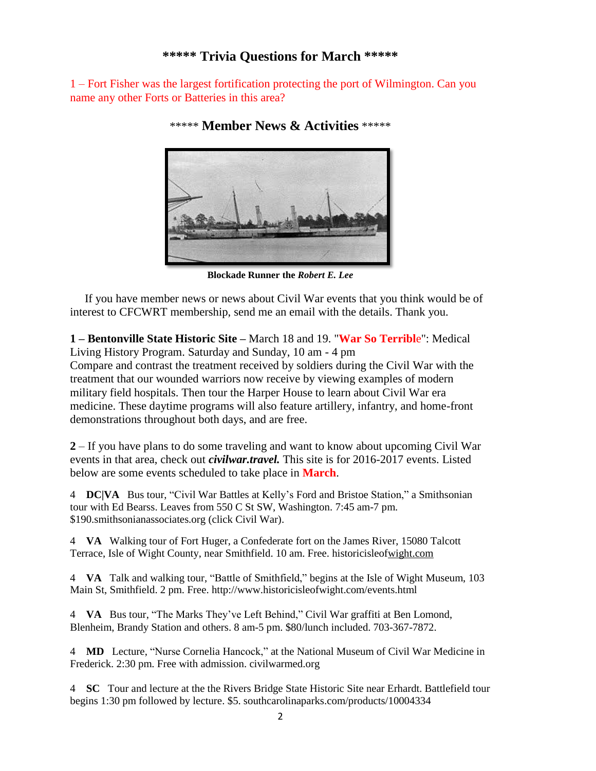## ***** Trivia Questions for March *****

1 – Fort Fisher was the largest fortification protecting the port of Wilmington. Can you name any other Forts or Batteries in this area?

## ***** Member News & Activities *****

**Blockade Runner the *Robert E. Lee***

If you have member news or news about Civil War events that you think would be of interest to CFCWRT membership, send me an email with the details. Thank you.

**1 – Bentonville State Historic Site –** March 18 and 19. "**War So Terrible**": Medical Living History Program. Saturday and Sunday, 10 am - 4 pm
Compare and contrast the treatment received by soldiers during the Civil War with the treatment that our wounded warriors now receive by viewing examples of modern military field hospitals. Then tour the Harper House to learn about Civil War era medicine. These daytime programs will also feature artillery, infantry, and home-front demonstrations throughout both days, and are free.

**2** – If you have plans to do some traveling and want to know about upcoming Civil War events in that area, check out ***civilwar.travel.*** This site is for 2016-2017 events. Listed below are some events scheduled to take place in **March**.

4 **DC|VA** Bus tour, "Civil War Battles at Kelly's Ford and Bristoe Station," a Smithsonian tour with Ed Bearss. Leaves from 550 C St SW, Washington. 7:45 am-7 pm. $190.smithsonianassociates.org (click Civil War).

4 **VA** Walking tour of Fort Huger, a Confederate fort on the James River, 15080 Talcott Terrace, Isle of Wight County, near Smithfield. 10 am. Free. historicisleofwight.com

4 **VA** Talk and walking tour, "Battle of Smithfield," begins at the Isle of Wight Museum, 103 Main St, Smithfield. 2 pm. Free. http://www.historicisleofwight.com/events.html

4 **VA** Bus tour, "The Marks They've Left Behind," Civil War graffiti at Ben Lomond, Blenheim, Brandy Station and others. 8 am-5 pm. $80/lunch included. 703-367-7872.

4 **MD** Lecture, "Nurse Cornelia Hancock," at the National Museum of Civil War Medicine in Frederick. 2:30 pm. Free with admission. civilwarmed.org

4 **SC** Tour and lecture at the the Rivers Bridge State Historic Site near Erhardt. Battlefield tour begins 1:30 pm followed by lecture. $5. southcarolinaparks.com/products/10004334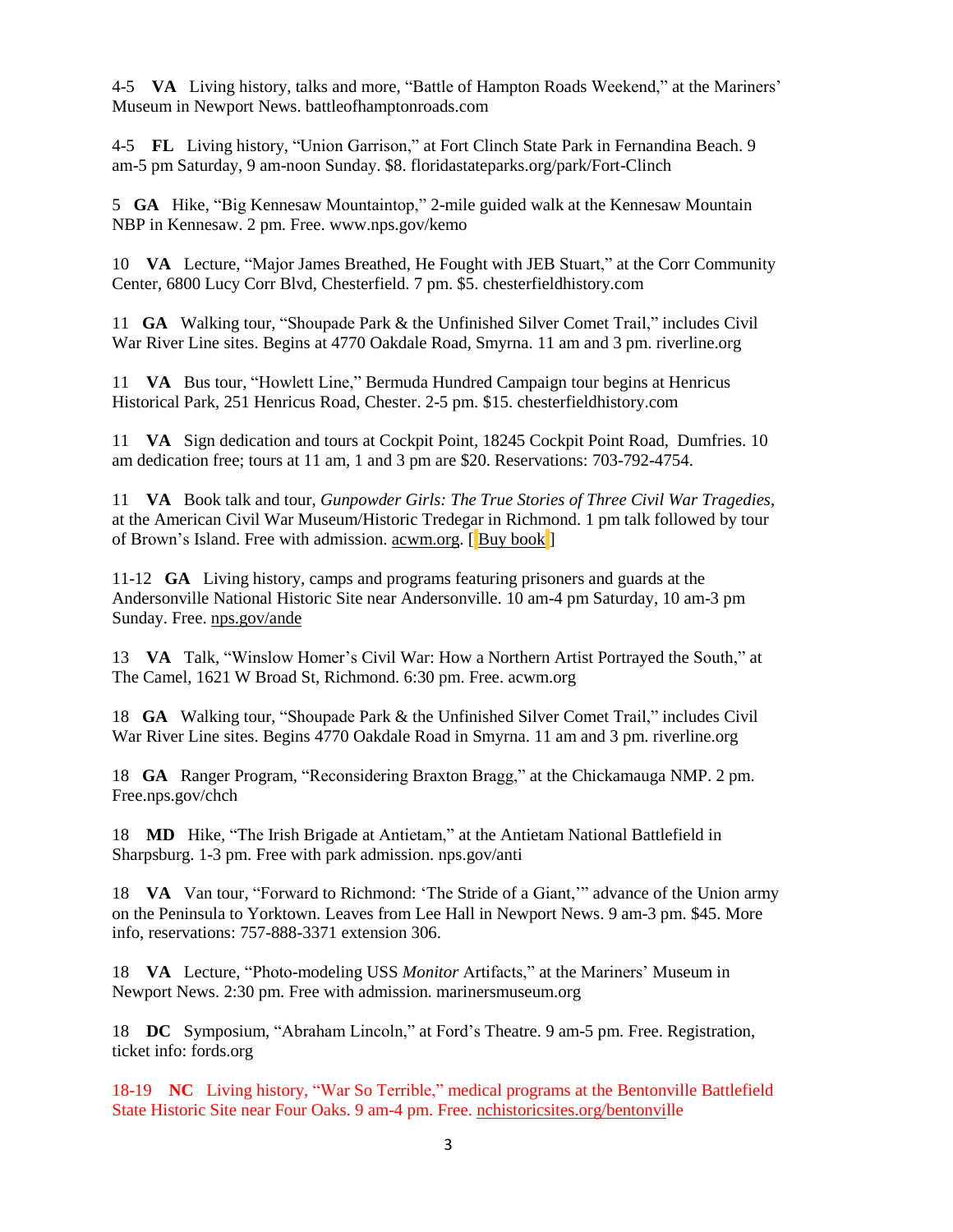4-5 **VA** Living history, talks and more, "Battle of Hampton Roads Weekend," at the Mariners' Museum in Newport News. battleofhamptonroads.com

4-5 **FL** Living history, "Union Garrison," at Fort Clinch State Park in Fernandina Beach. 9 am-5 pm Saturday, 9 am-noon Sunday. $8. floridastateparks.org/park/Fort-Clinch

5 **GA** Hike, "Big Kennesaw Mountaintop," 2-mile guided walk at the Kennesaw Mountain NBP in Kennesaw. 2 pm. Free. www.nps.gov/kemo

10 **VA** Lecture, "Major James Breathed, He Fought with JEB Stuart," at the Corr Community Center, 6800 Lucy Corr Blvd, Chesterfield. 7 pm. $5. chesterfieldhistory.com

11 **GA** Walking tour, "Shoupade Park & the Unfinished Silver Comet Trail," includes Civil War River Line sites. Begins at 4770 Oakdale Road, Smyrna. 11 am and 3 pm. riverline.org

11 **VA** Bus tour, "Howlett Line," Bermuda Hundred Campaign tour begins at Henricus Historical Park, 251 Henricus Road, Chester. 2-5 pm. $15. chesterfieldhistory.com

11 **VA** Sign dedication and tours at Cockpit Point, 18245 Cockpit Point Road, Dumfries. 10 am dedication free; tours at 11 am, 1 and 3 pm are $20. Reservations: 703-792-4754.

11 **VA** Book talk and tour, *Gunpowder Girls: The True Stories of Three Civil War Tragedies*, at the American Civil War Museum/Historic Tredegar in Richmond. 1 pm talk followed by tour of Brown's Island. Free with admission. acwm.org. [ Buy book ]

11-12 **GA** Living history, camps and programs featuring prisoners and guards at the Andersonville National Historic Site near Andersonville. 10 am-4 pm Saturday, 10 am-3 pm Sunday. Free. nps.gov/ande

13 **VA** Talk, "Winslow Homer's Civil War: How a Northern Artist Portrayed the South," at The Camel, 1621 W Broad St, Richmond. 6:30 pm. Free. acwm.org

18 **GA** Walking tour, "Shoupade Park & the Unfinished Silver Comet Trail," includes Civil War River Line sites. Begins 4770 Oakdale Road in Smyrna. 11 am and 3 pm. riverline.org

18 **GA** Ranger Program, "Reconsidering Braxton Bragg," at the Chickamauga NMP. 2 pm. Free.nps.gov/chch

18 **MD** Hike, "The Irish Brigade at Antietam," at the Antietam National Battlefield in Sharpsburg. 1-3 pm. Free with park admission. nps.gov/anti

18 **VA** Van tour, "Forward to Richmond: 'The Stride of a Giant,'" advance of the Union army on the Peninsula to Yorktown. Leaves from Lee Hall in Newport News. 9 am-3 pm. $45. More info, reservations: 757-888-3371 extension 306.

18 **VA** Lecture, "Photo-modeling USS *Monitor* Artifacts," at the Mariners' Museum in Newport News. 2:30 pm. Free with admission. marinersmuseum.org

18 **DC** Symposium, "Abraham Lincoln," at Ford's Theatre. 9 am-5 pm. Free. Registration, ticket info: fords.org

18-19 **NC** Living history, "War So Terrible," medical programs at the Bentonville Battlefield State Historic Site near Four Oaks. 9 am-4 pm. Free. nchistoricsites.org/bentonville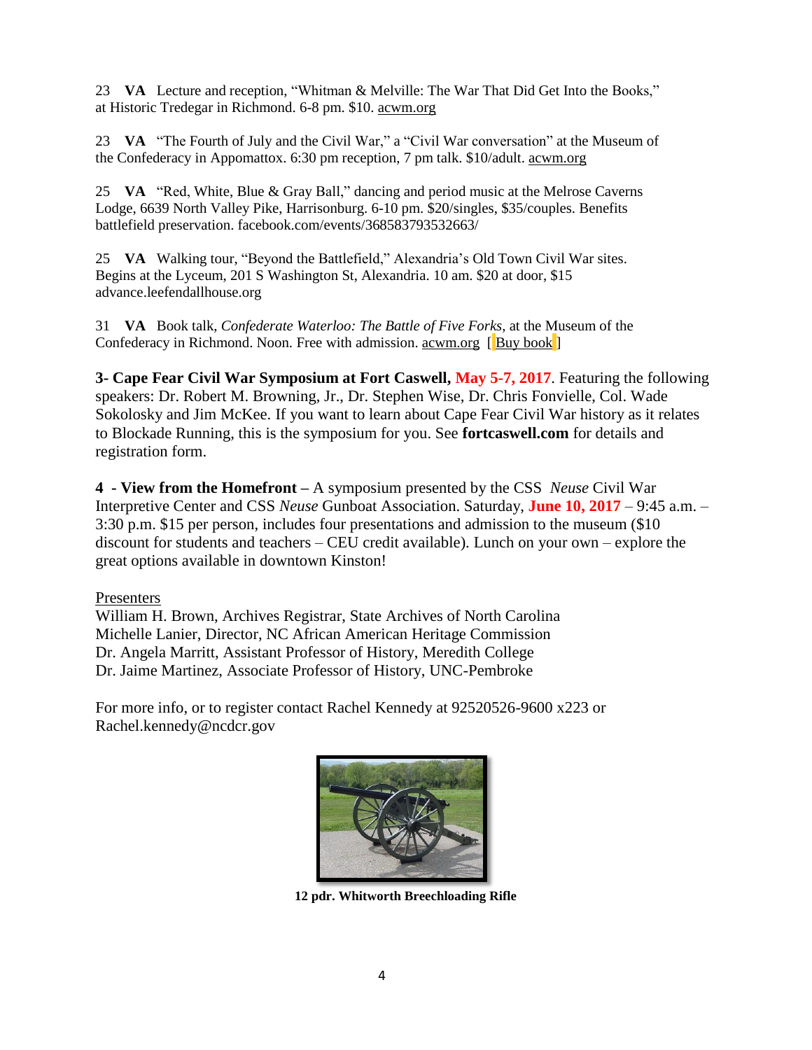23 **VA** Lecture and reception, "Whitman & Melville: The War That Did Get Into the Books," at Historic Tredegar in Richmond. 6-8 pm. $10. acwm.org

23 **VA** "The Fourth of July and the Civil War," a "Civil War conversation" at the Museum of the Confederacy in Appomattox. 6:30 pm reception, 7 pm talk. $10/adult. acwm.org

25 **VA** "Red, White, Blue & Gray Ball," dancing and period music at the Melrose Caverns Lodge, 6639 North Valley Pike, Harrisonburg. 6-10 pm. $20/singles, $35/couples. Benefits battlefield preservation. facebook.com/events/368583793532663/

25 **VA** Walking tour, "Beyond the Battlefield," Alexandria's Old Town Civil War sites. Begins at the Lyceum, 201 S Washington St, Alexandria. 10 am. $20 at door, $15 advance.leefendallhouse.org

31 **VA** Book talk, *Confederate Waterloo: The Battle of Five Forks*, at the Museum of the Confederacy in Richmond. Noon. Free with admission. acwm.org [ Buy book ]

**3- Cape Fear Civil War Symposium at Fort Caswell, May 5-7, 2017**. Featuring the following speakers: Dr. Robert M. Browning, Jr., Dr. Stephen Wise, Dr. Chris Fonvielle, Col. Wade Sokolosky and Jim McKee. If you want to learn about Cape Fear Civil War history as it relates to Blockade Running, this is the symposium for you. See **fortcaswell.com** for details and registration form.

**4 - View from the Homefront –** A symposium presented by the CSS *Neuse* Civil War Interpretive Center and CSS *Neuse* Gunboat Association. Saturday, **June 10, 2017** – 9:45 a.m. – 3:30 p.m. $15 per person, includes four presentations and admission to the museum ($10 discount for students and teachers – CEU credit available). Lunch on your own – explore the great options available in downtown Kinston!

Presenters

William H. Brown, Archives Registrar, State Archives of North Carolina
Michelle Lanier, Director, NC African American Heritage Commission
Dr. Angela Marritt, Assistant Professor of History, Meredith College
Dr. Jaime Martinez, Associate Professor of History, UNC-Pembroke

For more info, or to register contact Rachel Kennedy at 92520526-9600 x223 or Rachel.kennedy@ncdcr.gov

**12 pdr. Whitworth Breechloading Rifle**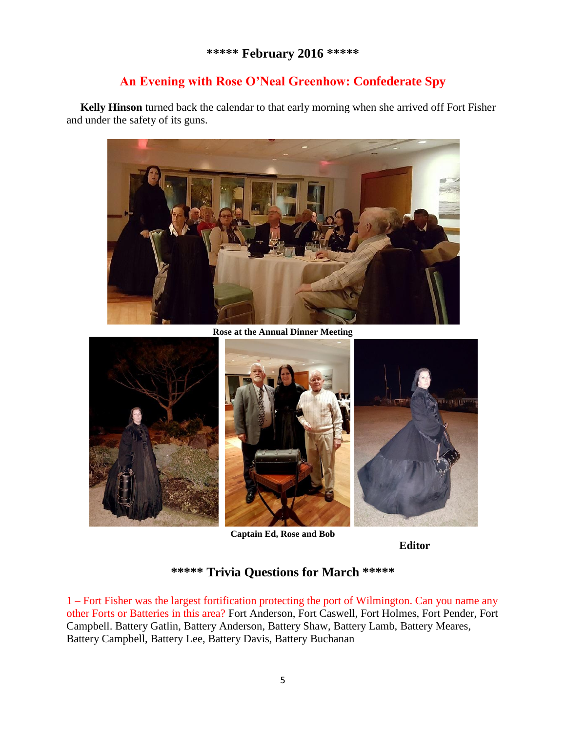## ***** February 2016 *****

## An Evening with Rose O'Neal Greenhow: Confederate Spy

**Kelly Hinson** turned back the calendar to that early morning when she arrived off Fort Fisher and under the safety of its guns.

**Rose at the Annual Dinner Meeting**

**Captain Ed, Rose and Bob**

**Editor**

## ***** Trivia Questions for March *****

1 – Fort Fisher was the largest fortification protecting the port of Wilmington. Can you name any other Forts or Batteries in this area? Fort Anderson, Fort Caswell, Fort Holmes, Fort Pender, Fort Campbell. Battery Gatlin, Battery Anderson, Battery Shaw, Battery Lamb, Battery Meares, Battery Campbell, Battery Lee, Battery Davis, Battery Buchanan